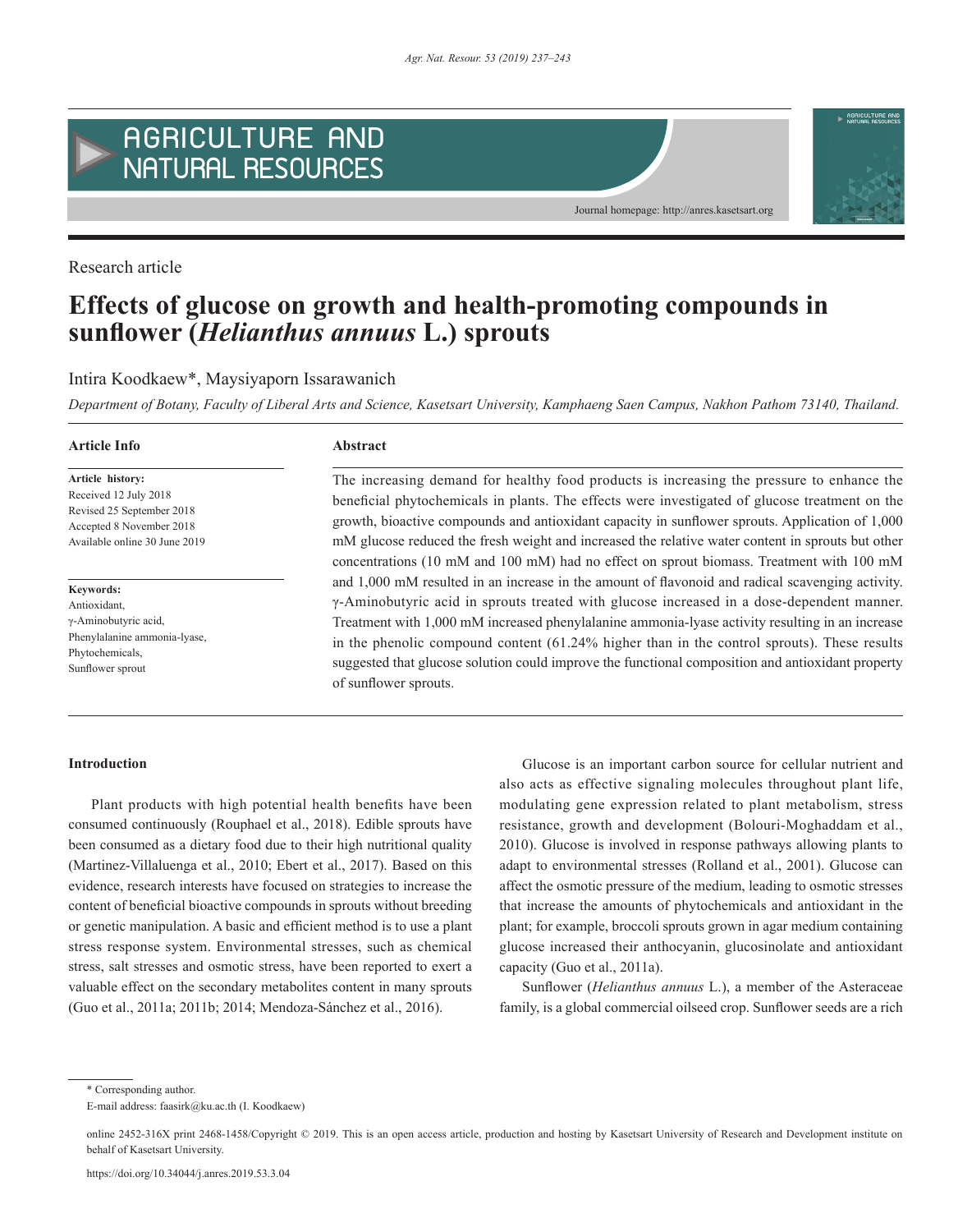Research article

# Effects of glucose on growth and health-promoting compounds in sunflower (*Helianthus annuus* L.) sprouts

Intira Koodkaew*, Maysiyaporn Issarawanich

*Department of Botany, Faculty of Liberal Arts and Science, Kasetsart University, Kamphaeng Saen Campus, Nakhon Pathom 73140, Thailand.*

**Article Info**

**Article history:**
Received 12 July 2018
Revised 25 September 2018
Accepted 8 November 2018
Available online 30 June 2019

**Keywords:**
Antioxidant,
γ-Aminobutyric acid,
Phenylalanine ammonia-lyase,
Phytochemicals,
Sunflower sprout

**Abstract**

The increasing demand for healthy food products is increasing the pressure to enhance the beneficial phytochemicals in plants. The effects were investigated of glucose treatment on the growth, bioactive compounds and antioxidant capacity in sunflower sprouts. Application of 1,000 mM glucose reduced the fresh weight and increased the relative water content in sprouts but other concentrations (10 mM and 100 mM) had no effect on sprout biomass. Treatment with 100 mM and 1,000 mM resulted in an increase in the amount of flavonoid and radical scavenging activity. γ-Aminobutyric acid in sprouts treated with glucose increased in a dose-dependent manner. Treatment with 1,000 mM increased phenylalanine ammonia-lyase activity resulting in an increase in the phenolic compound content (61.24% higher than in the control sprouts). These results suggested that glucose solution could improve the functional composition and antioxidant property of sunflower sprouts.

## Introduction

Plant products with high potential health benefits have been consumed continuously (Rouphael et al., 2018). Edible sprouts have been consumed as a dietary food due to their high nutritional quality (Martinez-Villaluenga et al., 2010; Ebert et al., 2017). Based on this evidence, research interests have focused on strategies to increase the content of beneficial bioactive compounds in sprouts without breeding or genetic manipulation. A basic and efficient method is to use a plant stress response system. Environmental stresses, such as chemical stress, salt stresses and osmotic stress, have been reported to exert a valuable effect on the secondary metabolites content in many sprouts (Guo et al., 2011a; 2011b; 2014; Mendoza-Sánchez et al., 2016).

Glucose is an important carbon source for cellular nutrient and also acts as effective signaling molecules throughout plant life, modulating gene expression related to plant metabolism, stress resistance, growth and development (Bolouri-Moghaddam et al., 2010). Glucose is involved in response pathways allowing plants to adapt to environmental stresses (Rolland et al., 2001). Glucose can affect the osmotic pressure of the medium, leading to osmotic stresses that increase the amounts of phytochemicals and antioxidant in the plant; for example, broccoli sprouts grown in agar medium containing glucose increased their anthocyanin, glucosinolate and antioxidant capacity (Guo et al., 2011a).

Sunflower (*Helianthus annuus* L.), a member of the Asteraceae family, is a global commercial oilseed crop. Sunflower seeds are a rich

* Corresponding author.
E-mail address: faasirk@ku.ac.th (I. Koodkaew)

online 2452-316X print 2468-1458/Copyright © 2019. This is an open access article, production and hosting by Kasetsart University of Research and Development institute on behalf of Kasetsart University.

https://doi.org/10.34044/j.anres.2019.53.3.04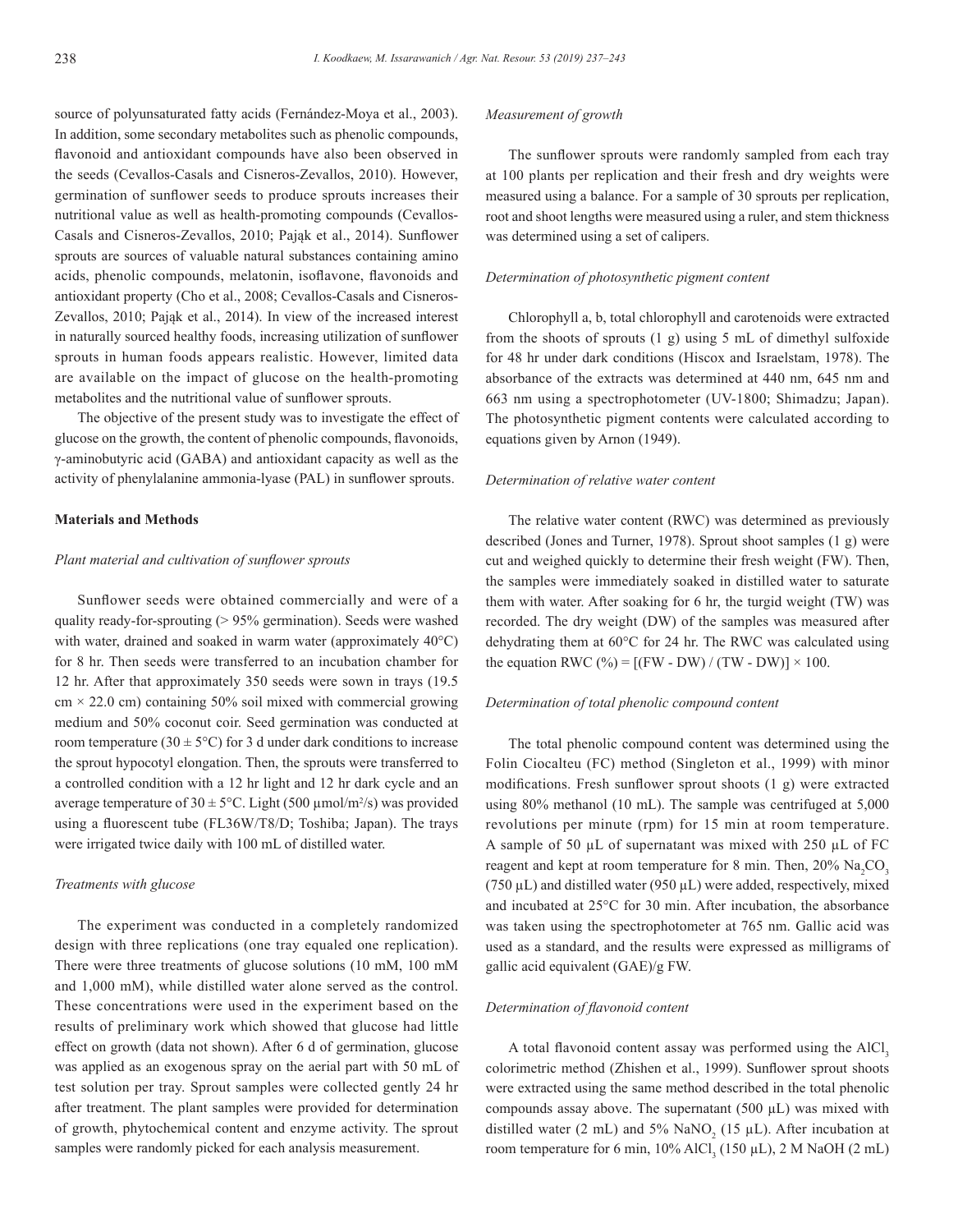source of polyunsaturated fatty acids (Fernández-Moya et al., 2003). In addition, some secondary metabolites such as phenolic compounds, flavonoid and antioxidant compounds have also been observed in the seeds (Cevallos-Casals and Cisneros-Zevallos, 2010). However, germination of sunflower seeds to produce sprouts increases their nutritional value as well as health-promoting compounds (Cevallos-Casals and Cisneros-Zevallos, 2010; Pająk et al., 2014). Sunflower sprouts are sources of valuable natural substances containing amino acids, phenolic compounds, melatonin, isoflavone, flavonoids and antioxidant property (Cho et al., 2008; Cevallos-Casals and Cisneros-Zevallos, 2010; Pająk et al., 2014). In view of the increased interest in naturally sourced healthy foods, increasing utilization of sunflower sprouts in human foods appears realistic. However, limited data are available on the impact of glucose on the health-promoting metabolites and the nutritional value of sunflower sprouts.

The objective of the present study was to investigate the effect of glucose on the growth, the content of phenolic compounds, flavonoids, γ-aminobutyric acid (GABA) and antioxidant capacity as well as the activity of phenylalanine ammonia-lyase (PAL) in sunflower sprouts.

## Materials and Methods

### *Plant material and cultivation of sunflower sprouts*

Sunflower seeds were obtained commercially and were of a quality ready-for-sprouting (> 95% germination). Seeds were washed with water, drained and soaked in warm water (approximately 40°C) for 8 hr. Then seeds were transferred to an incubation chamber for 12 hr. After that approximately 350 seeds were sown in trays (19.5 cm × 22.0 cm) containing 50% soil mixed with commercial growing medium and 50% coconut coir. Seed germination was conducted at room temperature (30 ± 5°C) for 3 d under dark conditions to increase the sprout hypocotyl elongation. Then, the sprouts were transferred to a controlled condition with a 12 hr light and 12 hr dark cycle and an average temperature of 30 ± 5°C. Light (500 μmol/m$^2$/s) was provided using a fluorescent tube (FL36W/T8/D; Toshiba; Japan). The trays were irrigated twice daily with 100 mL of distilled water.

### *Treatments with glucose*

The experiment was conducted in a completely randomized design with three replications (one tray equaled one replication). There were three treatments of glucose solutions (10 mM, 100 mM and 1,000 mM), while distilled water alone served as the control. These concentrations were used in the experiment based on the results of preliminary work which showed that glucose had little effect on growth (data not shown). After 6 d of germination, glucose was applied as an exogenous spray on the aerial part with 50 mL of test solution per tray. Sprout samples were collected gently 24 hr after treatment. The plant samples were provided for determination of growth, phytochemical content and enzyme activity. The sprout samples were randomly picked for each analysis measurement.

### *Measurement of growth*

The sunflower sprouts were randomly sampled from each tray at 100 plants per replication and their fresh and dry weights were measured using a balance. For a sample of 30 sprouts per replication, root and shoot lengths were measured using a ruler, and stem thickness was determined using a set of calipers.

### *Determination of photosynthetic pigment content*

Chlorophyll a, b, total chlorophyll and carotenoids were extracted from the shoots of sprouts (1 g) using 5 mL of dimethyl sulfoxide for 48 hr under dark conditions (Hiscox and Israelstam, 1978). The absorbance of the extracts was determined at 440 nm, 645 nm and 663 nm using a spectrophotometer (UV-1800; Shimadzu; Japan). The photosynthetic pigment contents were calculated according to equations given by Arnon (1949).

### *Determination of relative water content*

The relative water content (RWC) was determined as previously described (Jones and Turner, 1978). Sprout shoot samples (1 g) were cut and weighed quickly to determine their fresh weight (FW). Then, the samples were immediately soaked in distilled water to saturate them with water. After soaking for 6 hr, the turgid weight (TW) was recorded. The dry weight (DW) of the samples was measured after dehydrating them at 60°C for 24 hr. The RWC was calculated using the equation RWC (%) = [(FW - DW) / (TW - DW)] × 100.

### *Determination of total phenolic compound content*

The total phenolic compound content was determined using the Folin Ciocalteu (FC) method (Singleton et al., 1999) with minor modifications. Fresh sunflower sprout shoots (1 g) were extracted using 80% methanol (10 mL). The sample was centrifuged at 5,000 revolutions per minute (rpm) for 15 min at room temperature. A sample of 50 μL of supernatant was mixed with 250 μL of FC reagent and kept at room temperature for 8 min. Then, 20% $Na_2CO_3$ (750 μL) and distilled water (950 μL) were added, respectively, mixed and incubated at 25°C for 30 min. After incubation, the absorbance was taken using the spectrophotometer at 765 nm. Gallic acid was used as a standard, and the results were expressed as milligrams of gallic acid equivalent (GAE)/g FW.

### *Determination of flavonoid content*

A total flavonoid content assay was performed using the $AlCl_3$ colorimetric method (Zhishen et al., 1999). Sunflower sprout shoots were extracted using the same method described in the total phenolic compounds assay above. The supernatant (500 μL) was mixed with distilled water (2 mL) and 5% $NaNO_2$ (15 μL). After incubation at room temperature for 6 min, 10% $AlCl_3$ (150 μL), 2 M NaOH (2 mL)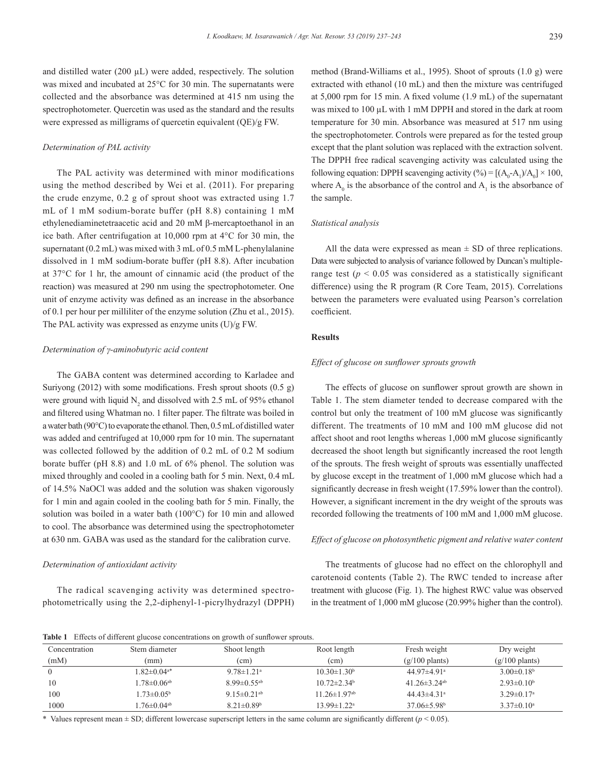and distilled water (200 µL) were added, respectively. The solution was mixed and incubated at 25°C for 30 min. The supernatants were collected and the absorbance was determined at 415 nm using the spectrophotometer. Quercetin was used as the standard and the results were expressed as milligrams of quercetin equivalent (QE)/g FW.

### *Determination of PAL activity*

The PAL activity was determined with minor modifications using the method described by Wei et al. (2011). For preparing the crude enzyme, 0.2 g of sprout shoot was extracted using 1.7 mL of 1 mM sodium-borate buffer (pH 8.8) containing 1 mM ethylenediaminetetraacetic acid and 20 mM β-mercaptoethanol in an ice bath. After centrifugation at 10,000 rpm at 4°C for 30 min, the supernatant (0.2 mL) was mixed with 3 mL of 0.5 mM L-phenylalanine dissolved in 1 mM sodium-borate buffer (pH 8.8). After incubation at 37°C for 1 hr, the amount of cinnamic acid (the product of the reaction) was measured at 290 nm using the spectrophotometer. One unit of enzyme activity was defined as an increase in the absorbance of 0.1 per hour per milliliter of the enzyme solution (Zhu et al., 2015). The PAL activity was expressed as enzyme units (U)/g FW.

### *Determination of γ-aminobutyric acid content*

The GABA content was determined according to Karladee and Suriyong (2012) with some modifications. Fresh sprout shoots (0.5 g) were ground with liquid $N_2$ and dissolved with 2.5 mL of 95% ethanol and filtered using Whatman no. 1 filter paper. The filtrate was boiled in a water bath (90°C) to evaporate the ethanol. Then, 0.5 mL of distilled water was added and centrifuged at 10,000 rpm for 10 min. The supernatant was collected followed by the addition of 0.2 mL of 0.2 M sodium borate buffer (pH 8.8) and 1.0 mL of 6% phenol. The solution was mixed throughly and cooled in a cooling bath for 5 min. Next, 0.4 mL of 14.5% NaOCl was added and the solution was shaken vigorously for 1 min and again cooled in the cooling bath for 5 min. Finally, the solution was boiled in a water bath (100°C) for 10 min and allowed to cool. The absorbance was determined using the spectrophotometer at 630 nm. GABA was used as the standard for the calibration curve.

### *Determination of antioxidant activity*

The radical scavenging activity was determined spectrophotometrically using the 2,2-diphenyl-1-picrylhydrazyl (DPPH) method (Brand-Williams et al., 1995). Shoot of sprouts (1.0 g) were extracted with ethanol (10 mL) and then the mixture was centrifuged at 5,000 rpm for 15 min. A fixed volume (1.9 mL) of the supernatant was mixed to 100 µL with 1 mM DPPH and stored in the dark at room temperature for 30 min. Absorbance was measured at 517 nm using the spectrophotometer. Controls were prepared as for the tested group except that the plant solution was replaced with the extraction solvent. The DPPH free radical scavenging activity was calculated using the following equation: DPPH scavenging activity (%) = $[(A_0-A_1)/A_0] \times 100$, where $A_0$ is the absorbance of the control and $A_1$ is the absorbance of the sample.

### *Statistical analysis*

All the data were expressed as mean ± SD of three replications. Data were subjected to analysis of variance followed by Duncan's multiple-range test ($p < 0.05$ was considered as a statistically significant difference) using the R program (R Core Team, 2015). Correlations between the parameters were evaluated using Pearson's correlation coefficient.

## Results

### *Effect of glucose on sunflower sprouts growth*

The effects of glucose on sunflower sprout growth are shown in Table 1. The stem diameter tended to decrease compared with the control but only the treatment of 100 mM glucose was significantly different. The treatments of 10 mM and 100 mM glucose did not affect shoot and root lengths whereas 1,000 mM glucose significantly decreased the shoot length but significantly increased the root length of the sprouts. The fresh weight of sprouts was essentially unaffected by glucose except in the treatment of 1,000 mM glucose which had a significantly decrease in fresh weight (17.59% lower than the control). However, a significant increment in the dry weight of the sprouts was recorded following the treatments of 100 mM and 1,000 mM glucose.

### *Effect of glucose on photosynthetic pigment and relative water content*

The treatments of glucose had no effect on the chlorophyll and carotenoid contents (Table 2). The RWC tended to increase after treatment with glucose (Fig. 1). The highest RWC value was observed in the treatment of 1,000 mM glucose (20.99% higher than the control).

**Table 1** Effects of different glucose concentrations on growth of sunflower sprouts.

| Concentration (mM) | Stem diameter (mm) | Shoot length (cm) | Root length (cm) | Fresh weight (g/100 plants) | Dry weight (g/100 plants) |
|---|---|---|---|---|---|
| 0 | 1.82±0.04[a]* | 9.78±1.21[a] | 10.30±1.30[b] | 44.97±4.91[a] | 3.00±0.18[b] |
| 10 | 1.78±0.06[ab] | 8.99±0.55[ab] | 10.72±2.34[b] | 41.26±3.24[ab] | 2.93±0.10[b] |
| 100 | 1.73±0.05[b] | 9.15±0.21[ab] | 11.26±1.97[ab] | 44.43±4.31[a] | 3.29±0.17[a] |
| 1000 | 1.76±0.04[ab] | 8.21±0.89[b] | 13.99±1.22[a] | 37.06±5.98[b] | 3.37±0.10[a] |

\* Values represent mean ± SD; different lowercase superscript letters in the same column are significantly different ($p < 0.05$).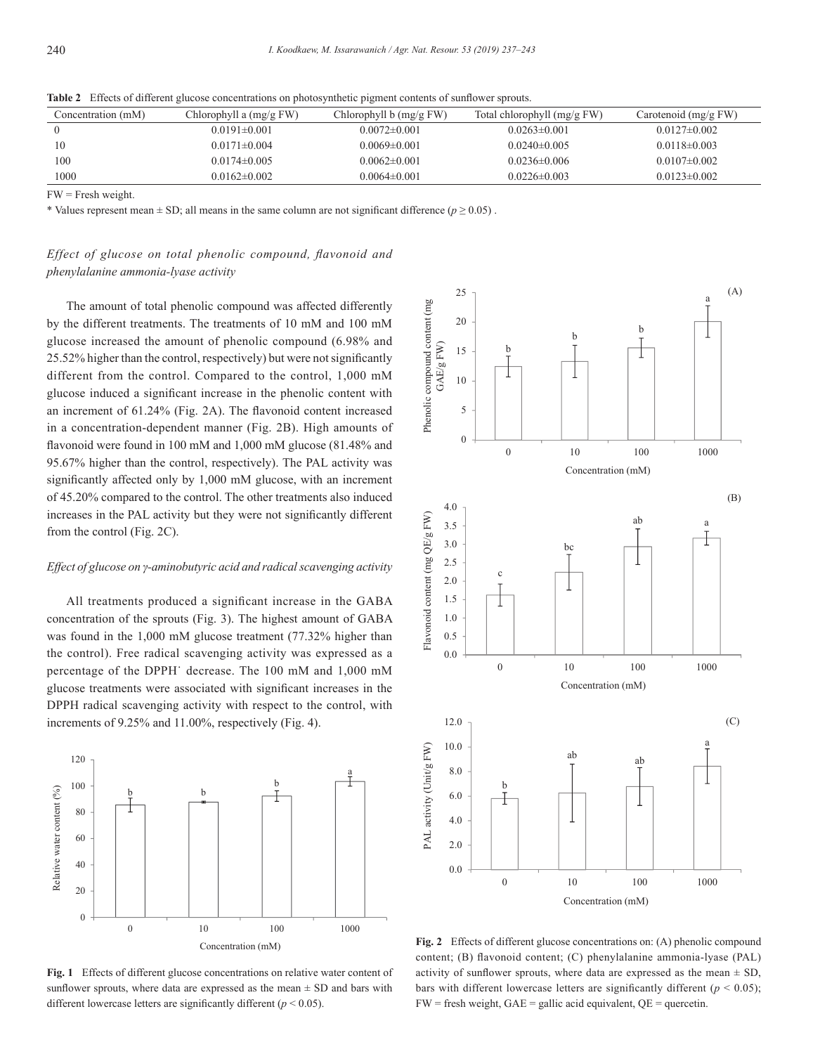**Table 2** Effects of different glucose concentrations on photosynthetic pigment contents of sunflower sprouts.

| Concentration (mM) | Chlorophyll a (mg/g FW) | Chlorophyll b (mg/g FW) | Total chlorophyll (mg/g FW) | Carotenoid (mg/g FW) |
|---|---|---|---|---|
| 0 | 0.0191±0.001 | 0.0072±0.001 | 0.0263±0.001 | 0.0127±0.002 |
| 10 | 0.0171±0.004 | 0.0069±0.001 | 0.0240±0.005 | 0.0118±0.003 |
| 100 | 0.0174±0.005 | 0.0062±0.001 | 0.0236±0.006 | 0.0107±0.002 |
| 1000 | 0.0162±0.002 | 0.0064±0.001 | 0.0226±0.003 | 0.0123±0.002 |

FW = Fresh weight.

* Values represent mean ± SD; all means in the same column are not significant difference ($p \geq 0.05$) .

### *Effect of glucose on total phenolic compound, flavonoid and phenylalanine ammonia-lyase activity*

The amount of total phenolic compound was affected differently by the different treatments. The treatments of 10 mM and 100 mM glucose increased the amount of phenolic compound (6.98% and 25.52% higher than the control, respectively) but were not significantly different from the control. Compared to the control, 1,000 mM glucose induced a significant increase in the phenolic content with an increment of 61.24% (Fig. 2A). The flavonoid content increased in a concentration-dependent manner (Fig. 2B). High amounts of flavonoid were found in 100 mM and 1,000 mM glucose (81.48% and 95.67% higher than the control, respectively). The PAL activity was significantly affected only by 1,000 mM glucose, with an increment of 45.20% compared to the control. The other treatments also induced increases in the PAL activity but they were not significantly different from the control (Fig. 2C).

### *Effect of glucose on γ-aminobutyric acid and radical scavenging activity*

All treatments produced a significant increase in the GABA concentration of the sprouts (Fig. 3). The highest amount of GABA was found in the 1,000 mM glucose treatment (77.32% higher than the control). Free radical scavenging activity was expressed as a percentage of the DPPH˙ decrease. The 100 mM and 1,000 mM glucose treatments were associated with significant increases in the DPPH radical scavenging activity with respect to the control, with increments of 9.25% and 11.00%, respectively (Fig. 4).

**Fig. 1** Effects of different glucose concentrations on relative water content of sunflower sprouts, where data are expressed as the mean ± SD and bars with different lowercase letters are significantly different ($p < 0.05$).

**Fig. 2** Effects of different glucose concentrations on: (A) phenolic compound content; (B) flavonoid content; (C) phenylalanine ammonia-lyase (PAL) activity of sunflower sprouts, where data are expressed as the mean ± SD, bars with different lowercase letters are significantly different ($p < 0.05$); FW = fresh weight, GAE = gallic acid equivalent, QE = quercetin.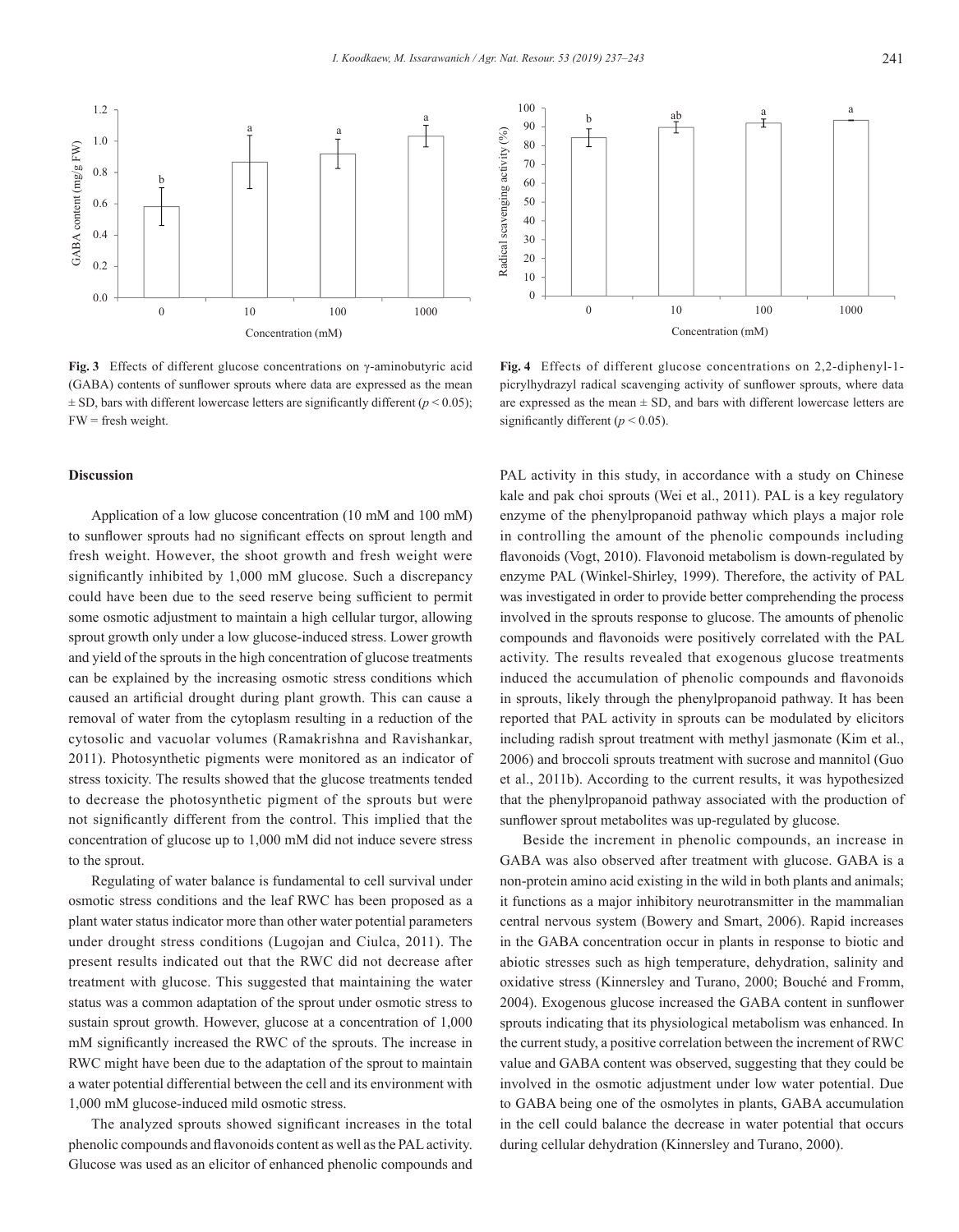**Fig. 3** Effects of different glucose concentrations on γ-aminobutyric acid (GABA) contents of sunflower sprouts where data are expressed as the mean ± SD, bars with different lowercase letters are significantly different ($p < 0.05$); FW = fresh weight.

**Fig. 4** Effects of different glucose concentrations on 2,2-diphenyl-1-picrylhydrazyl radical scavenging activity of sunflower sprouts, where data are expressed as the mean ± SD, and bars with different lowercase letters are significantly different ($p < 0.05$).

## Discussion

Application of a low glucose concentration (10 mM and 100 mM) to sunflower sprouts had no significant effects on sprout length and fresh weight. However, the shoot growth and fresh weight were significantly inhibited by 1,000 mM glucose. Such a discrepancy could have been due to the seed reserve being sufficient to permit some osmotic adjustment to maintain a high cellular turgor, allowing sprout growth only under a low glucose-induced stress. Lower growth and yield of the sprouts in the high concentration of glucose treatments can be explained by the increasing osmotic stress conditions which caused an artificial drought during plant growth. This can cause a removal of water from the cytoplasm resulting in a reduction of the cytosolic and vacuolar volumes (Ramakrishna and Ravishankar, 2011). Photosynthetic pigments were monitored as an indicator of stress toxicity. The results showed that the glucose treatments tended to decrease the photosynthetic pigment of the sprouts but were not significantly different from the control. This implied that the concentration of glucose up to 1,000 mM did not induce severe stress to the sprout.

Regulating of water balance is fundamental to cell survival under osmotic stress conditions and the leaf RWC has been proposed as a plant water status indicator more than other water potential parameters under drought stress conditions (Lugojan and Ciulca, 2011). The present results indicated out that the RWC did not decrease after treatment with glucose. This suggested that maintaining the water status was a common adaptation of the sprout under osmotic stress to sustain sprout growth. However, glucose at a concentration of 1,000 mM significantly increased the RWC of the sprouts. The increase in RWC might have been due to the adaptation of the sprout to maintain a water potential differential between the cell and its environment with 1,000 mM glucose-induced mild osmotic stress.

The analyzed sprouts showed significant increases in the total phenolic compounds and flavonoids content as well as the PAL activity. Glucose was used as an elicitor of enhanced phenolic compounds and PAL activity in this study, in accordance with a study on Chinese kale and pak choi sprouts (Wei et al., 2011). PAL is a key regulatory enzyme of the phenylpropanoid pathway which plays a major role in controlling the amount of the phenolic compounds including flavonoids (Vogt, 2010). Flavonoid metabolism is down-regulated by enzyme PAL (Winkel-Shirley, 1999). Therefore, the activity of PAL was investigated in order to provide better comprehending the process involved in the sprouts response to glucose. The amounts of phenolic compounds and flavonoids were positively correlated with the PAL activity. The results revealed that exogenous glucose treatments induced the accumulation of phenolic compounds and flavonoids in sprouts, likely through the phenylpropanoid pathway. It has been reported that PAL activity in sprouts can be modulated by elicitors including radish sprout treatment with methyl jasmonate (Kim et al., 2006) and broccoli sprouts treatment with sucrose and mannitol (Guo et al., 2011b). According to the current results, it was hypothesized that the phenylpropanoid pathway associated with the production of sunflower sprout metabolites was up-regulated by glucose.

Beside the increment in phenolic compounds, an increase in GABA was also observed after treatment with glucose. GABA is a non-protein amino acid existing in the wild in both plants and animals; it functions as a major inhibitory neurotransmitter in the mammalian central nervous system (Bowery and Smart, 2006). Rapid increases in the GABA concentration occur in plants in response to biotic and abiotic stresses such as high temperature, dehydration, salinity and oxidative stress (Kinnersley and Turano, 2000; Bouché and Fromm, 2004). Exogenous glucose increased the GABA content in sunflower sprouts indicating that its physiological metabolism was enhanced. In the current study, a positive correlation between the increment of RWC value and GABA content was observed, suggesting that they could be involved in the osmotic adjustment under low water potential. Due to GABA being one of the osmolytes in plants, GABA accumulation in the cell could balance the decrease in water potential that occurs during cellular dehydration (Kinnersley and Turano, 2000).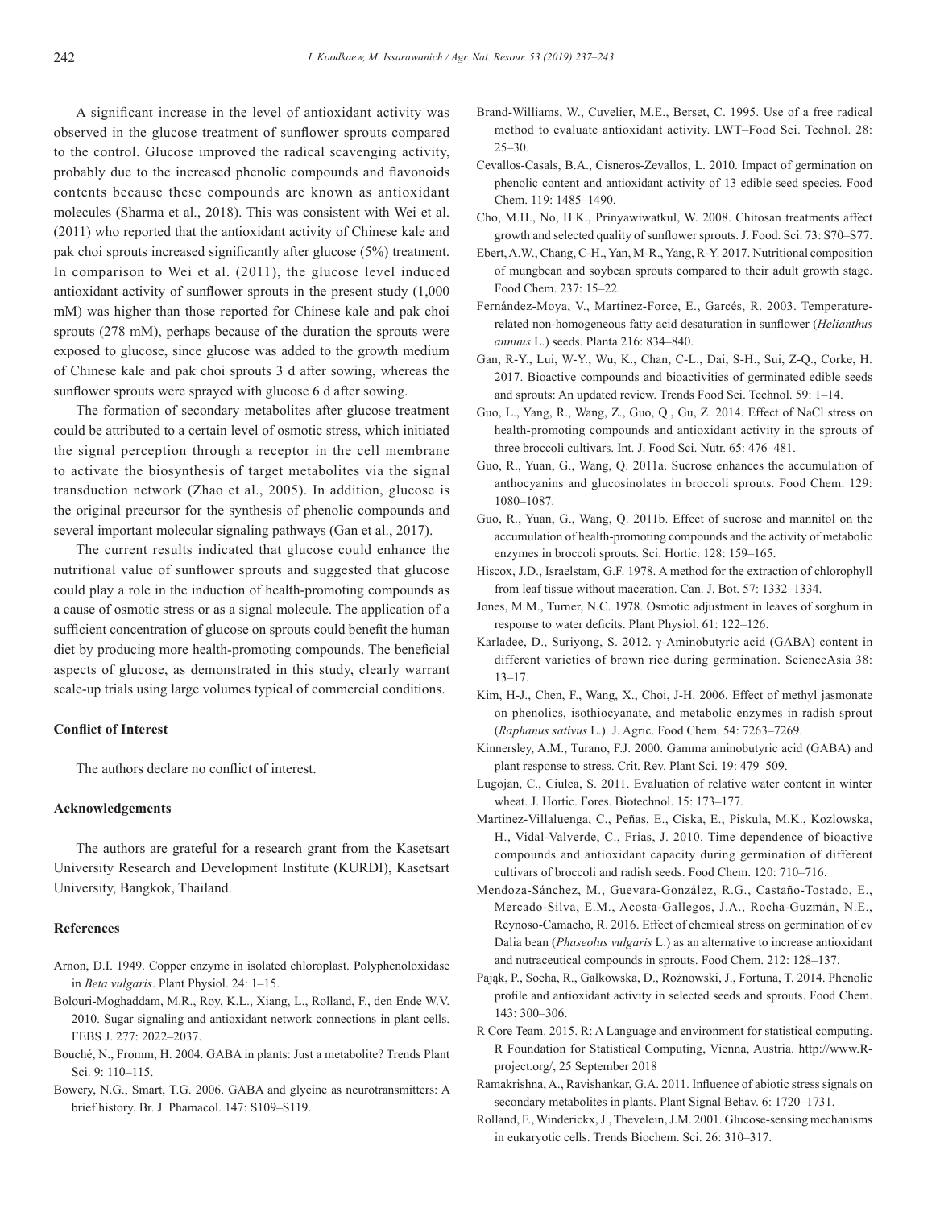A significant increase in the level of antioxidant activity was observed in the glucose treatment of sunflower sprouts compared to the control. Glucose improved the radical scavenging activity, probably due to the increased phenolic compounds and flavonoids contents because these compounds are known as antioxidant molecules (Sharma et al., 2018). This was consistent with Wei et al. (2011) who reported that the antioxidant activity of Chinese kale and pak choi sprouts increased significantly after glucose (5%) treatment. In comparison to Wei et al. (2011), the glucose level induced antioxidant activity of sunflower sprouts in the present study (1,000 mM) was higher than those reported for Chinese kale and pak choi sprouts (278 mM), perhaps because of the duration the sprouts were exposed to glucose, since glucose was added to the growth medium of Chinese kale and pak choi sprouts 3 d after sowing, whereas the sunflower sprouts were sprayed with glucose 6 d after sowing.

The formation of secondary metabolites after glucose treatment could be attributed to a certain level of osmotic stress, which initiated the signal perception through a receptor in the cell membrane to activate the biosynthesis of target metabolites via the signal transduction network (Zhao et al., 2005). In addition, glucose is the original precursor for the synthesis of phenolic compounds and several important molecular signaling pathways (Gan et al., 2017).

The current results indicated that glucose could enhance the nutritional value of sunflower sprouts and suggested that glucose could play a role in the induction of health-promoting compounds as a cause of osmotic stress or as a signal molecule. The application of a sufficient concentration of glucose on sprouts could benefit the human diet by producing more health-promoting compounds. The beneficial aspects of glucose, as demonstrated in this study, clearly warrant scale-up trials using large volumes typical of commercial conditions.

### Conflict of Interest

The authors declare no conflict of interest.

### Acknowledgements

The authors are grateful for a research grant from the Kasetsart University Research and Development Institute (KURDI), Kasetsart University, Bangkok, Thailand.

### References

Arnon, D.I. 1949. Copper enzyme in isolated chloroplast. Polyphenoloxidase in *Beta vulgaris*. Plant Physiol. 24: 1–15.

Bolouri-Moghaddam, M.R., Roy, K.L., Xiang, L., Rolland, F., den Ende W.V. 2010. Sugar signaling and antioxidant network connections in plant cells. FEBS J. 277: 2022–2037.

Bouché, N., Fromm, H. 2004. GABA in plants: Just a metabolite? Trends Plant Sci. 9: 110–115.

Bowery, N.G., Smart, T.G. 2006. GABA and glycine as neurotransmitters: A brief history. Br. J. Phamacol. 147: S109–S119.

Brand-Williams, W., Cuvelier, M.E., Berset, C. 1995. Use of a free radical method to evaluate antioxidant activity. LWT–Food Sci. Technol. 28: 25–30.

Cevallos-Casals, B.A., Cisneros-Zevallos, L. 2010. Impact of germination on phenolic content and antioxidant activity of 13 edible seed species. Food Chem. 119: 1485–1490.

Cho, M.H., No, H.K., Prinyawiwatkul, W. 2008. Chitosan treatments affect growth and selected quality of sunflower sprouts. J. Food. Sci. 73: S70–S77.

Ebert, A.W., Chang, C-H., Yan, M-R., Yang, R-Y. 2017. Nutritional composition of mungbean and soybean sprouts compared to their adult growth stage. Food Chem. 237: 15–22.

Fernández-Moya, V., Martinez-Force, E., Garcés, R. 2003. Temperature-related non-homogeneous fatty acid desaturation in sunflower (*Helianthus annuus* L.) seeds. Planta 216: 834–840.

Gan, R-Y., Lui, W-Y., Wu, K., Chan, C-L., Dai, S-H., Sui, Z-Q., Corke, H. 2017. Bioactive compounds and bioactivities of germinated edible seeds and sprouts: An updated review. Trends Food Sci. Technol. 59: 1–14.

Guo, L., Yang, R., Wang, Z., Guo, Q., Gu, Z. 2014. Effect of NaCl stress on health-promoting compounds and antioxidant activity in the sprouts of three broccoli cultivars. Int. J. Food Sci. Nutr. 65: 476–481.

Guo, R., Yuan, G., Wang, Q. 2011a. Sucrose enhances the accumulation of anthocyanins and glucosinolates in broccoli sprouts. Food Chem. 129: 1080–1087.

Guo, R., Yuan, G., Wang, Q. 2011b. Effect of sucrose and mannitol on the accumulation of health-promoting compounds and the activity of metabolic enzymes in broccoli sprouts. Sci. Hortic. 128: 159–165.

Hiscox, J.D., Israelstam, G.F. 1978. A method for the extraction of chlorophyll from leaf tissue without maceration. Can. J. Bot. 57: 1332–1334.

Jones, M.M., Turner, N.C. 1978. Osmotic adjustment in leaves of sorghum in response to water deficits. Plant Physiol. 61: 122–126.

Karladee, D., Suriyong, S. 2012. γ-Aminobutyric acid (GABA) content in different varieties of brown rice during germination. ScienceAsia 38: 13–17.

Kim, H-J., Chen, F., Wang, X., Choi, J-H. 2006. Effect of methyl jasmonate on phenolics, isothiocyanate, and metabolic enzymes in radish sprout (*Raphanus sativus* L.). J. Agric. Food Chem. 54: 7263–7269.

Kinnersley, A.M., Turano, F.J. 2000. Gamma aminobutyric acid (GABA) and plant response to stress. Crit. Rev. Plant Sci. 19: 479–509.

Lugojan, C., Ciulca, S. 2011. Evaluation of relative water content in winter wheat. J. Hortic. Fores. Biotechnol. 15: 173–177.

Martinez-Villaluenga, C., Peñas, E., Ciska, E., Piskula, M.K., Kozlowska, H., Vidal-Valverde, C., Frias, J. 2010. Time dependence of bioactive compounds and antioxidant capacity during germination of different cultivars of broccoli and radish seeds. Food Chem. 120: 710–716.

Mendoza-Sánchez, M., Guevara-González, R.G., Castaño-Tostado, E., Mercado-Silva, E.M., Acosta-Gallegos, J.A., Rocha-Guzmán, N.E., Reynoso-Camacho, R. 2016. Effect of chemical stress on germination of cv Dalia bean (*Phaseolus vulgaris* L.) as an alternative to increase antioxidant and nutraceutical compounds in sprouts. Food Chem. 212: 128–137.

Pająk, P., Socha, R., Gałkowska, D., Rożnowski, J., Fortuna, T. 2014. Phenolic profile and antioxidant activity in selected seeds and sprouts. Food Chem. 143: 300–306.

R Core Team. 2015. R: A Language and environment for statistical computing. R Foundation for Statistical Computing, Vienna, Austria. http://www.R-project.org/, 25 September 2018

Ramakrishna, A., Ravishankar, G.A. 2011. Influence of abiotic stress signals on secondary metabolites in plants. Plant Signal Behav. 6: 1720–1731.

Rolland, F., Winderickx, J., Thevelein, J.M. 2001. Glucose-sensing mechanisms in eukaryotic cells. Trends Biochem. Sci. 26: 310–317.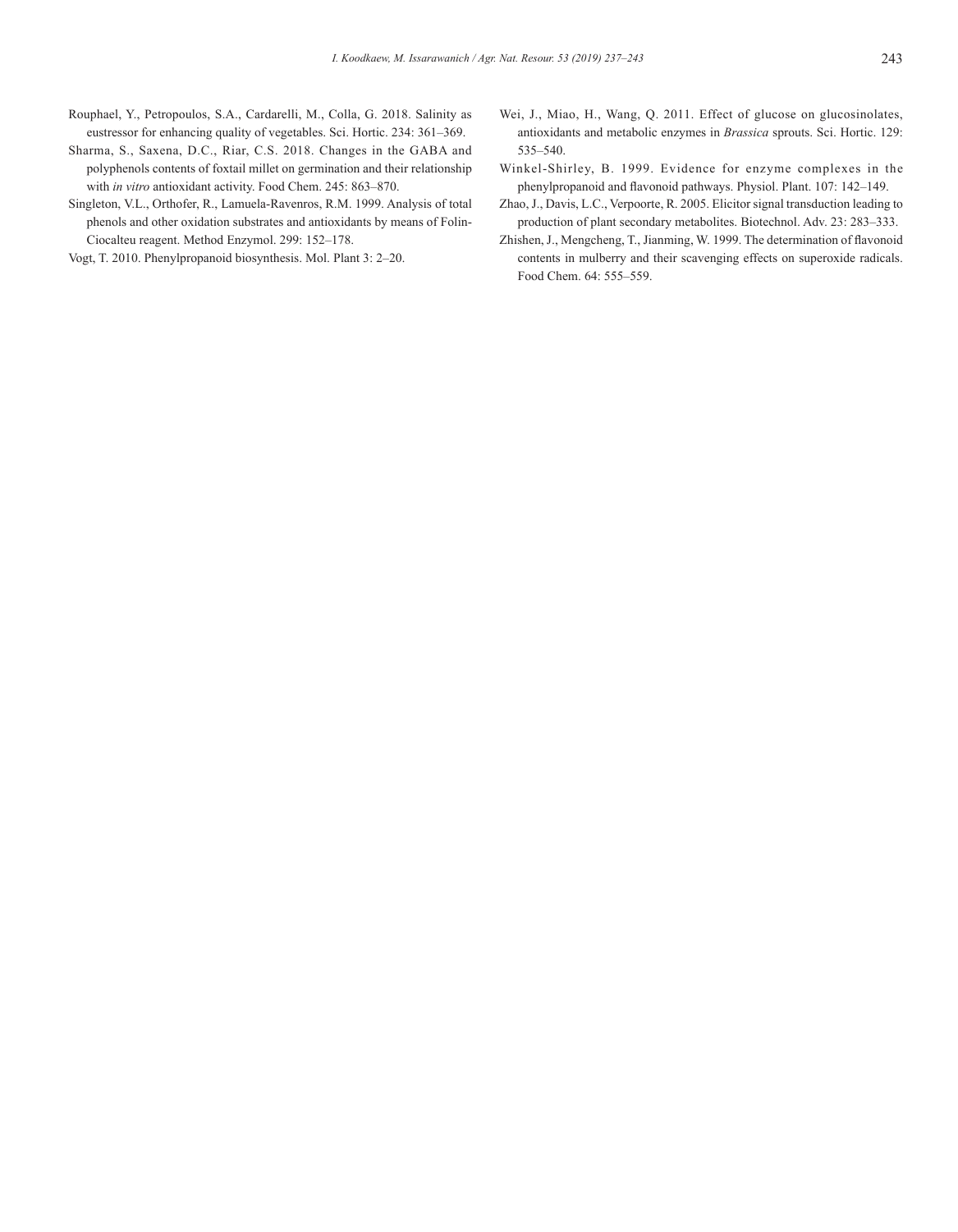Rouphael, Y., Petropoulos, S.A., Cardarelli, M., Colla, G. 2018. Salinity as eustressor for enhancing quality of vegetables. Sci. Hortic. 234: 361–369.

Sharma, S., Saxena, D.C., Riar, C.S. 2018. Changes in the GABA and polyphenols contents of foxtail millet on germination and their relationship with *in vitro* antioxidant activity. Food Chem. 245: 863–870.

Singleton, V.L., Orthofer, R., Lamuela-Ravenros, R.M. 1999. Analysis of total phenols and other oxidation substrates and antioxidants by means of Folin-Ciocalteu reagent. Method Enzymol. 299: 152–178.

Vogt, T. 2010. Phenylpropanoid biosynthesis. Mol. Plant 3: 2–20.

Wei, J., Miao, H., Wang, Q. 2011. Effect of glucose on glucosinolates, antioxidants and metabolic enzymes in *Brassica* sprouts. Sci. Hortic. 129: 535–540.

Winkel-Shirley, B. 1999. Evidence for enzyme complexes in the phenylpropanoid and flavonoid pathways. Physiol. Plant. 107: 142–149.

Zhao, J., Davis, L.C., Verpoorte, R. 2005. Elicitor signal transduction leading to production of plant secondary metabolites. Biotechnol. Adv. 23: 283–333.

Zhishen, J., Mengcheng, T., Jianming, W. 1999. The determination of flavonoid contents in mulberry and their scavenging effects on superoxide radicals. Food Chem. 64: 555–559.